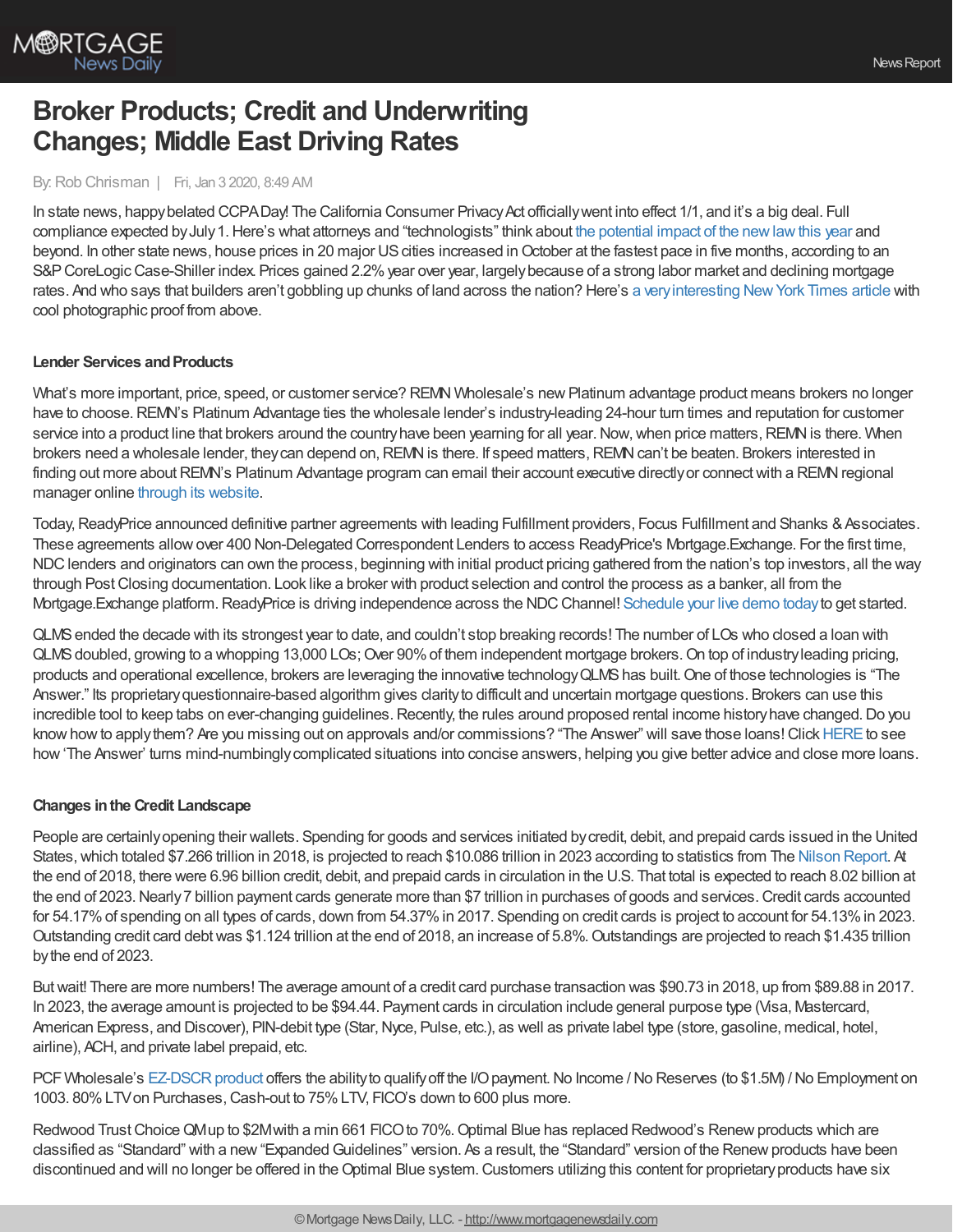# Broker Products; Credit and Underwriting Changes; Middle East Driving Rates

By: Rob Chrisman | Fri, Jan 3 2020, 8:49 AM

In state news, happy belated CCPA Day! The California Consumer Privacy Act officially went into effect 1/1, and it's a big deal. Full compliance expected by July 1. Here's what attorneys and "technologists" think about the potential impact of the new law this year and beyond. In other state news, house prices in 20 major US cities increased in October at the fastest pace in five months, according to an S&P CoreLogic Case-Shiller index. Prices gained 2.2% year over year, largely because of a strong labor market and declining mortgage rates. And who says that builders aren't gobbling up chunks of land across the nation? Here's a very interesting New York Times article with cool photographic proof from above.

### Lender Services and Products

What's more important, price, speed, or customer service? REMN Wholesale's new Platinum advantage product means brokers no longer have to choose. REMN's Platinum Advantage ties the wholesale lender's industry-leading 24-hour turn times and reputation for customer service into a product line that brokers around the country have been yearning for all year. Now, when price matters, REMN is there. When brokers need a wholesale lender, they can depend on, REMN is there. If speed matters, REMN can't be beaten. Brokers interested in finding out more about REMN's Platinum Advantage program can email their account executive directly or connect with a REMN regional manager online through its website.

Today, ReadyPrice announced definitive partner agreements with leading Fulfillment providers, Focus Fulfillment and Shanks & Associates. These agreements allow over 400 Non-Delegated Correspondent Lenders to access ReadyPrice's Mortgage.Exchange. For the first time, NDC lenders and originators can own the process, beginning with initial product pricing gathered from the nation's top investors, all the way through Post Closing documentation. Look like a broker with product selection and control the process as a banker, all from the Mortgage.Exchange platform. ReadyPrice is driving independence across the NDC Channel! Schedule your live demo today to get started.

QLMS ended the decade with its strongest year to date, and couldn't stop breaking records! The number of LOs who closed a loan with QLMS doubled, growing to a whopping 13,000 LOs; Over 90% of them independent mortgage brokers. On top of industry leading pricing, products and operational excellence, brokers are leveraging the innovative technology QLMS has built. One of those technologies is "The Answer." Its proprietary questionnaire-based algorithm gives clarity to difficult and uncertain mortgage questions. Brokers can use this incredible tool to keep tabs on ever-changing guidelines. Recently, the rules around proposed rental income history have changed. Do you know how to apply them? Are you missing out on approvals and/or commissions? "The Answer" will save those loans! Click HERE to see how 'The Answer' turns mind-numbingly complicated situations into concise answers, helping you give better advice and close more loans.

### Changes in the Credit Landscape

People are certainly opening their wallets. Spending for goods and services initiated by credit, debit, and prepaid cards issued in the United States, which totaled $7.266 trillion in 2018, is projected to reach $10.086 trillion in 2023 according to statistics from The Nilson Report. At the end of 2018, there were 6.96 billion credit, debit, and prepaid cards in circulation in the U.S. That total is expected to reach 8.02 billion at the end of 2023. Nearly 7 billion payment cards generate more than $7 trillion in purchases of goods and services. Credit cards accounted for 54.17% of spending on all types of cards, down from 54.37% in 2017. Spending on credit cards is project to account for 54.13% in 2023. Outstanding credit card debt was $1.124 trillion at the end of 2018, an increase of 5.8%. Outstandings are projected to reach $1.435 trillion by the end of 2023.

But wait! There are more numbers! The average amount of a credit card purchase transaction was $90.73 in 2018, up from $89.88 in 2017. In 2023, the average amount is projected to be $94.44. Payment cards in circulation include general purpose type (Visa, Mastercard, American Express, and Discover), PIN-debit type (Star, Nyce, Pulse, etc.), as well as private label type (store, gasoline, medical, hotel, airline), ACH, and private label prepaid, etc.

PCF Wholesale's EZ-DSCR product offers the ability to qualify off the I/O payment. No Income / No Reserves (to $1.5M) / No Employment on 1003. 80% LTV on Purchases, Cash-out to 75% LTV, FICO's down to 600 plus more.

Redwood Trust Choice QM up to $2M with a min 661 FICO to 70%. Optimal Blue has replaced Redwood's Renew products which are classified as "Standard" with a new "Expanded Guidelines" version. As a result, the "Standard" version of the Renew products have been discontinued and will no longer be offered in the Optimal Blue system. Customers utilizing this content for proprietary products have six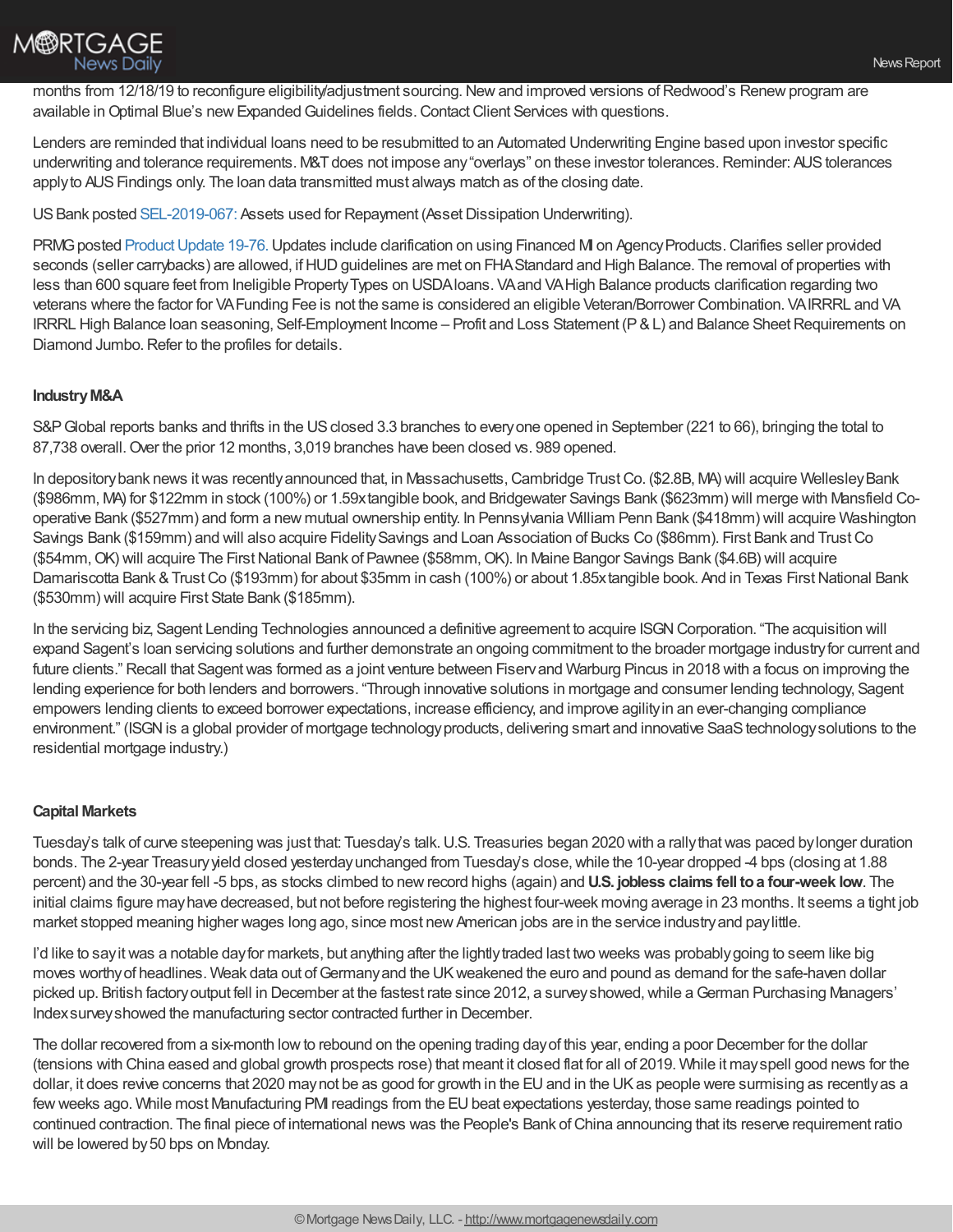months from 12/18/19 to reconfigure eligibility/adjustment sourcing. New and improved versions of Redwood's Renew program are available in Optimal Blue's new Expanded Guidelines fields. Contact Client Services with questions.

Lenders are reminded that individual loans need to be resubmitted to an Automated Underwriting Engine based upon investor specific underwriting and tolerance requirements. M&T does not impose any "overlays" on these investor tolerances. Reminder: AUS tolerances apply to AUS Findings only. The loan data transmitted must always match as of the closing date.

US Bank posted SEL-2019-067: Assets used for Repayment (Asset Dissipation Underwriting).

PRMG posted Product Update 19-76. Updates include clarification on using Financed MI on Agency Products. Clarifies seller provided seconds (seller carrybacks) are allowed, if HUD guidelines are met on FHA Standard and High Balance. The removal of properties with less than 600 square feet from Ineligible Property Types on USDA loans. VA and VA High Balance products clarification regarding two veterans where the factor for VA Funding Fee is not the same is considered an eligible Veteran/Borrower Combination. VA IRRRL and VA IRRRL High Balance loan seasoning, Self-Employment Income – Profit and Loss Statement (P & L) and Balance Sheet Requirements on Diamond Jumbo. Refer to the profiles for details.

**Industry M&A**

S&P Global reports banks and thrifts in the US closed 3.3 branches to every one opened in September (221 to 66), bringing the total to 87,738 overall. Over the prior 12 months, 3,019 branches have been closed vs. 989 opened.

In depository bank news it was recently announced that, in Massachusetts, Cambridge Trust Co. ($2.8B, MA) will acquire Wellesley Bank ($986mm, MA) for $122mm in stock (100%) or 1.59x tangible book, and Bridgewater Savings Bank ($623mm) will merge with Mansfield Co-operative Bank ($527mm) and form a new mutual ownership entity. In Pennsylvania William Penn Bank ($418mm) will acquire Washington Savings Bank ($159mm) and will also acquire Fidelity Savings and Loan Association of Bucks Co ($86mm). First Bank and Trust Co ($54mm, OK) will acquire The First National Bank of Pawnee ($58mm, OK). In Maine Bangor Savings Bank ($4.6B) will acquire Damariscotta Bank & Trust Co ($193mm) for about $35mm in cash (100%) or about 1.85x tangible book. And in Texas First National Bank ($530mm) will acquire First State Bank ($185mm).

In the servicing biz, Sagent Lending Technologies announced a definitive agreement to acquire ISGN Corporation. "The acquisition will expand Sagent's loan servicing solutions and further demonstrate an ongoing commitment to the broader mortgage industry for current and future clients." Recall that Sagent was formed as a joint venture between Fiserv and Warburg Pincus in 2018 with a focus on improving the lending experience for both lenders and borrowers. "Through innovative solutions in mortgage and consumer lending technology, Sagent empowers lending clients to exceed borrower expectations, increase efficiency, and improve agility in an ever-changing compliance environment." (ISGN is a global provider of mortgage technology products, delivering smart and innovative SaaS technology solutions to the residential mortgage industry.)

**Capital Markets**

Tuesday's talk of curve steepening was just that: Tuesday's talk. U.S. Treasuries began 2020 with a rally that was paced by longer duration bonds. The 2-year Treasury yield closed yesterday unchanged from Tuesday's close, while the 10-year dropped -4 bps (closing at 1.88 percent) and the 30-year fell -5 bps, as stocks climbed to new record highs (again) and **U.S. jobless claims fell to a four-week low**. The initial claims figure may have decreased, but not before registering the highest four-week moving average in 23 months. It seems a tight job market stopped meaning higher wages long ago, since most new American jobs are in the service industry and pay little.

I'd like to say it was a notable day for markets, but anything after the lightly traded last two weeks was probably going to seem like big moves worthy of headlines. Weak data out of Germany and the UK weakened the euro and pound as demand for the safe-haven dollar picked up. British factory output fell in December at the fastest rate since 2012, a survey showed, while a German Purchasing Managers' Index survey showed the manufacturing sector contracted further in December.

The dollar recovered from a six-month low to rebound on the opening trading day of this year, ending a poor December for the dollar (tensions with China eased and global growth prospects rose) that meant it closed flat for all of 2019. While it may spell good news for the dollar, it does revive concerns that 2020 may not be as good for growth in the EU and in the UK as people were surmising as recently as a few weeks ago. While most Manufacturing PMI readings from the EU beat expectations yesterday, those same readings pointed to continued contraction. The final piece of international news was the People's Bank of China announcing that its reserve requirement ratio will be lowered by 50 bps on Monday.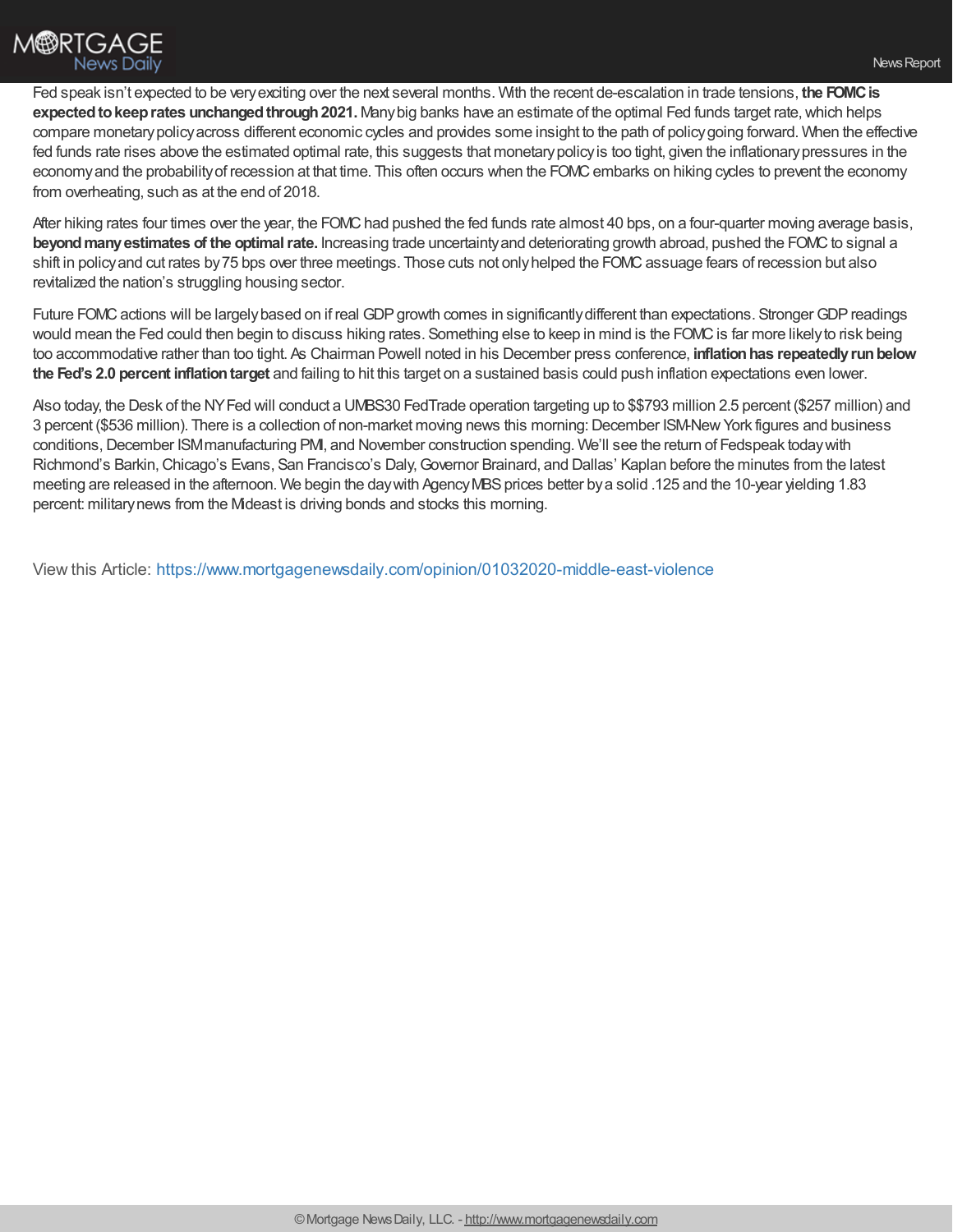Fed speak isn't expected to be very exciting over the next several months. With the recent de-escalation in trade tensions, **the FOMC is expected to keep rates unchanged through 2021.** Many big banks have an estimate of the optimal Fed funds target rate, which helps compare monetary policy across different economic cycles and provides some insight to the path of policy going forward. When the effective fed funds rate rises above the estimated optimal rate, this suggests that monetary policy is too tight, given the inflationary pressures in the economy and the probability of recession at that time. This often occurs when the FOMC embarks on hiking cycles to prevent the economy from overheating, such as at the end of 2018.

After hiking rates four times over the year, the FOMC had pushed the fed funds rate almost 40 bps, on a four-quarter moving average basis, **beyond many estimates of the optimal rate.** Increasing trade uncertainty and deteriorating growth abroad, pushed the FOMC to signal a shift in policy and cut rates by 75 bps over three meetings. Those cuts not only helped the FOMC assuage fears of recession but also revitalized the nation's struggling housing sector.

Future FOMC actions will be largely based on if real GDP growth comes in significantly different than expectations. Stronger GDP readings would mean the Fed could then begin to discuss hiking rates. Something else to keep in mind is the FOMC is far more likely to risk being too accommodative rather than too tight. As Chairman Powell noted in his December press conference, **inflation has repeatedly run below the Fed's 2.0 percent inflation target** and failing to hit this target on a sustained basis could push inflation expectations even lower.

Also today, the Desk of the NY Fed will conduct a UMBS30 FedTrade operation targeting up to $$793 million 2.5 percent ($257 million) and 3 percent ($536 million). There is a collection of non-market moving news this morning: December ISM-New York figures and business conditions, December ISM manufacturing PMI, and November construction spending. We'll see the return of Fedspeak today with Richmond's Barkin, Chicago's Evans, San Francisco's Daly, Governor Brainard, and Dallas' Kaplan before the minutes from the latest meeting are released in the afternoon. We begin the day with Agency MBS prices better by a solid .125 and the 10-year yielding 1.83 percent: military news from the Mideast is driving bonds and stocks this morning.

View this Article: https://www.mortgagenewsdaily.com/opinion/01032020-middle-east-violence